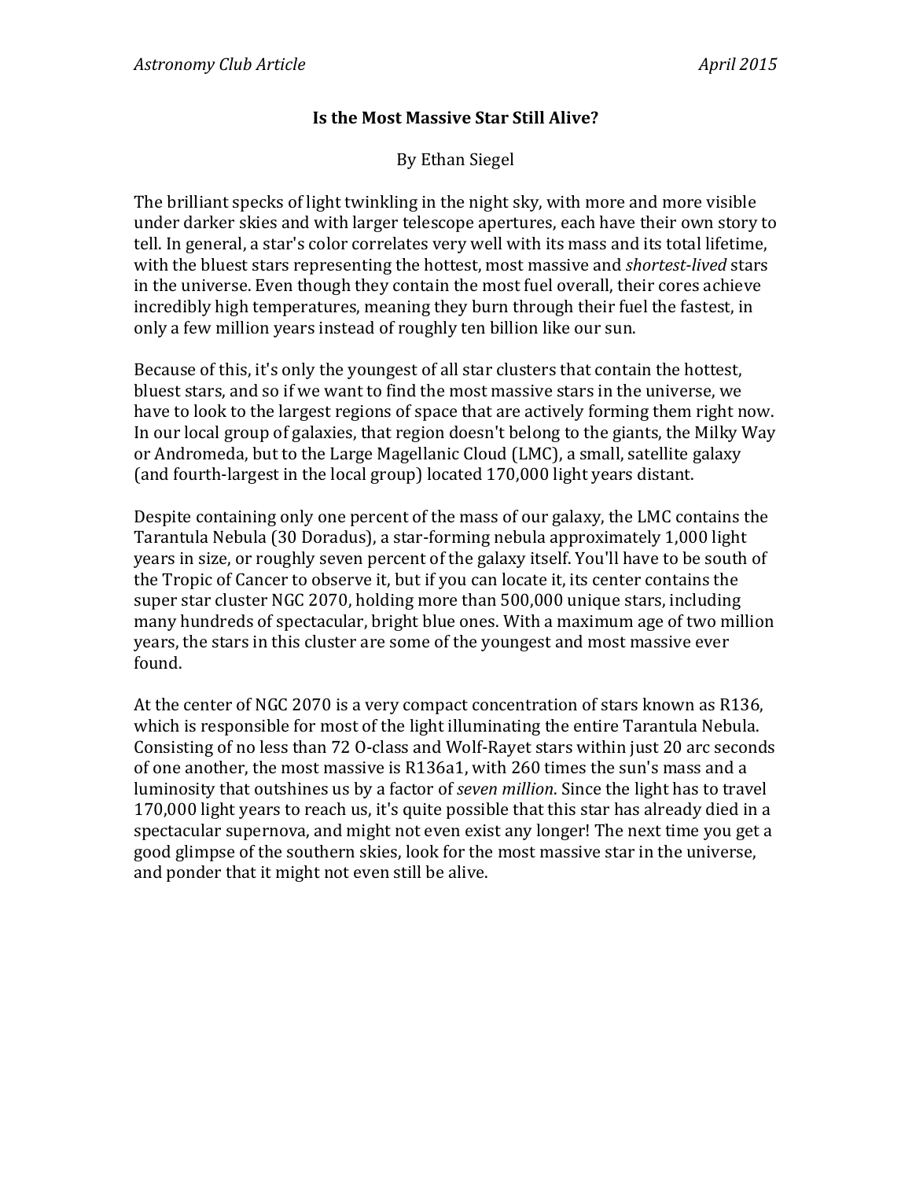# Is the Most Massive Star Still Alive?

By Ethan Siegel

The brilliant specks of light twinkling in the night sky, with more and more visible under darker skies and with larger telescope apertures, each have their own story to tell. In general, a star's color correlates very well with its mass and its total lifetime, with the bluest stars representing the hottest, most massive and *shortest-lived* stars in the universe. Even though they contain the most fuel overall, their cores achieve incredibly high temperatures, meaning they burn through their fuel the fastest, in only a few million years instead of roughly ten billion like our sun.

Because of this, it's only the youngest of all star clusters that contain the hottest, bluest stars, and so if we want to find the most massive stars in the universe, we have to look to the largest regions of space that are actively forming them right now. In our local group of galaxies, that region doesn't belong to the giants, the Milky Way or Andromeda, but to the Large Magellanic Cloud (LMC), a small, satellite galaxy (and fourth-largest in the local group) located 170,000 light years distant.

Despite containing only one percent of the mass of our galaxy, the LMC contains the Tarantula Nebula (30 Doradus), a star-forming nebula approximately 1,000 light years in size, or roughly seven percent of the galaxy itself. You'll have to be south of the Tropic of Cancer to observe it, but if you can locate it, its center contains the super star cluster NGC 2070, holding more than 500,000 unique stars, including many hundreds of spectacular, bright blue ones. With a maximum age of two million years, the stars in this cluster are some of the youngest and most massive ever found.

At the center of NGC 2070 is a very compact concentration of stars known as R136, which is responsible for most of the light illuminating the entire Tarantula Nebula. Consisting of no less than 72 O-class and Wolf-Rayet stars within just 20 arc seconds of one another, the most massive is R136a1, with 260 times the sun's mass and a luminosity that outshines us by a factor of *seven million*. Since the light has to travel 170,000 light years to reach us, it's quite possible that this star has already died in a spectacular supernova, and might not even exist any longer! The next time you get a good glimpse of the southern skies, look for the most massive star in the universe, and ponder that it might not even still be alive.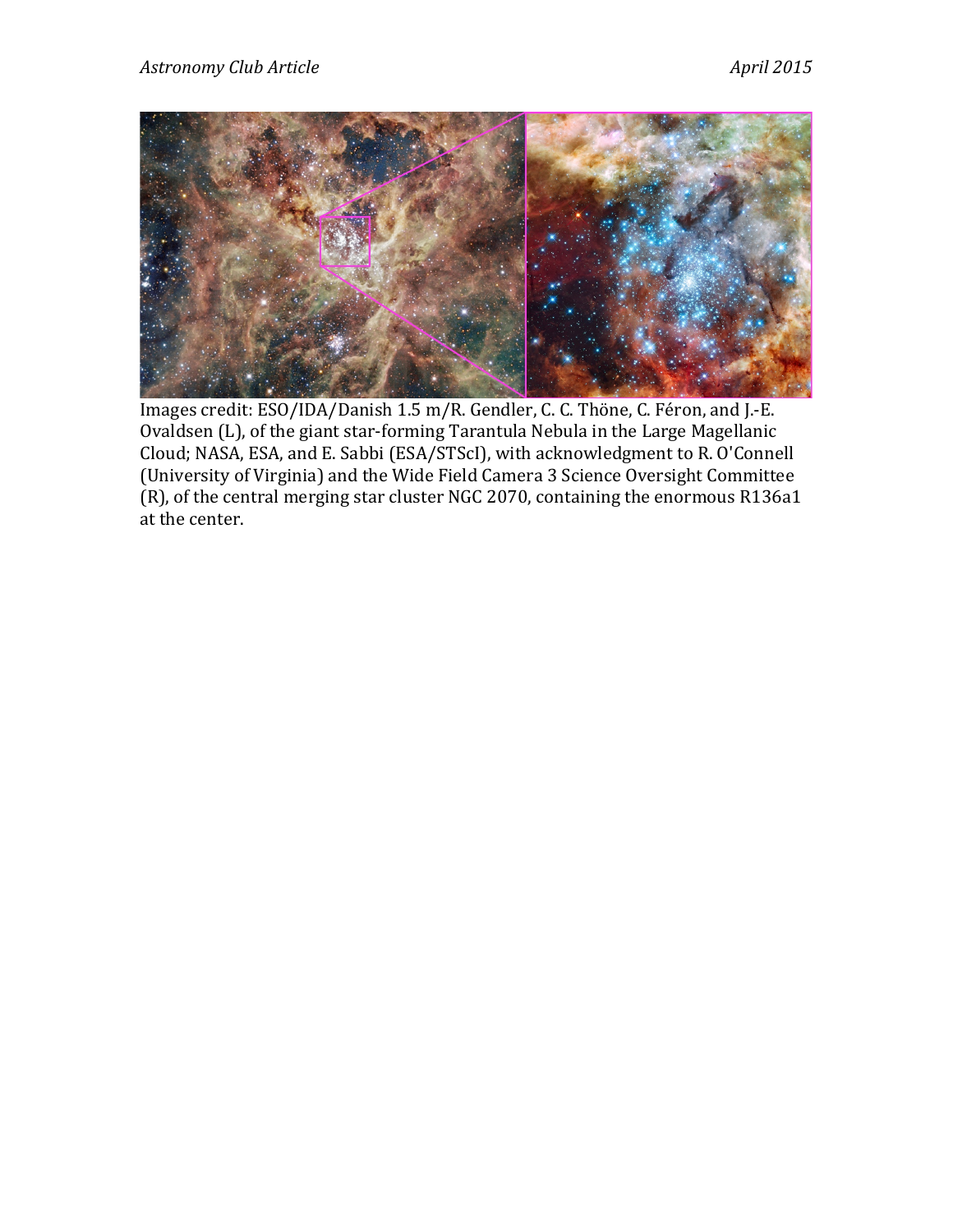Images credit: ESO/IDA/Danish 1.5 m/R. Gendler, C. C. Thöne, C. Féron, and J.-E. Ovaldsen (L), of the giant star-forming Tarantula Nebula in the Large Magellanic Cloud; NASA, ESA, and E. Sabbi (ESA/STScI), with acknowledgment to R. O'Connell (University of Virginia) and the Wide Field Camera 3 Science Oversight Committee (R), of the central merging star cluster NGC 2070, containing the enormous R136a1 at the center.